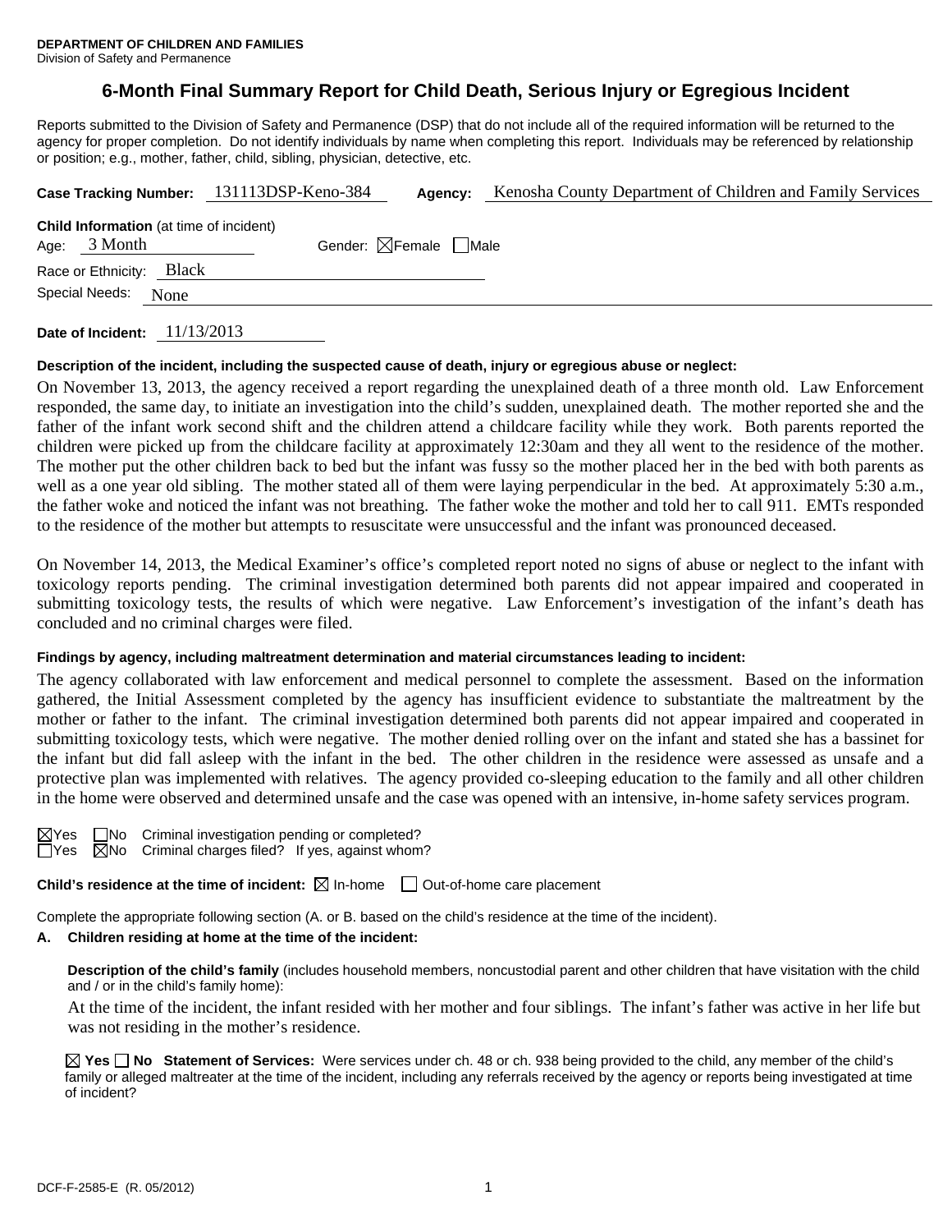**DEPARTMENT OF CHILDREN AND FAMILIES**
Division of Safety and Permanence

# 6-Month Final Summary Report for Child Death, Serious Injury or Egregious Incident

Reports submitted to the Division of Safety and Permanence (DSP) that do not include all of the required information will be returned to the agency for proper completion. Do not identify individuals by name when completing this report. Individuals may be referenced by relationship or position; e.g., mother, father, child, sibling, physician, detective, etc.

**Case Tracking Number:** 131113DSP-Keno-384 **Agency:** Kenosha County Department of Children and Family Services

**Child Information** (at time of incident)
Age: 3 Month Gender: ☒Female ☐Male
Race or Ethnicity: Black
Special Needs: None

**Date of Incident:** 11/13/2013

**Description of the incident, including the suspected cause of death, injury or egregious abuse or neglect:**

On November 13, 2013, the agency received a report regarding the unexplained death of a three month old. Law Enforcement responded, the same day, to initiate an investigation into the child's sudden, unexplained death. The mother reported she and the father of the infant work second shift and the children attend a childcare facility while they work. Both parents reported the children were picked up from the childcare facility at approximately 12:30am and they all went to the residence of the mother. The mother put the other children back to bed but the infant was fussy so the mother placed her in the bed with both parents as well as a one year old sibling. The mother stated all of them were laying perpendicular in the bed. At approximately 5:30 a.m., the father woke and noticed the infant was not breathing. The father woke the mother and told her to call 911. EMTs responded to the residence of the mother but attempts to resuscitate were unsuccessful and the infant was pronounced deceased.

On November 14, 2013, the Medical Examiner's office's completed report noted no signs of abuse or neglect to the infant with toxicology reports pending. The criminal investigation determined both parents did not appear impaired and cooperated in submitting toxicology tests, the results of which were negative. Law Enforcement's investigation of the infant's death has concluded and no criminal charges were filed.

**Findings by agency, including maltreatment determination and material circumstances leading to incident:**

The agency collaborated with law enforcement and medical personnel to complete the assessment. Based on the information gathered, the Initial Assessment completed by the agency has insufficient evidence to substantiate the maltreatment by the mother or father to the infant. The criminal investigation determined both parents did not appear impaired and cooperated in submitting toxicology tests, which were negative. The mother denied rolling over on the infant and stated she has a bassinet for the infant but did fall asleep with the infant in the bed. The other children in the residence were assessed as unsafe and a protective plan was implemented with relatives. The agency provided co-sleeping education to the family and all other children in the home were observed and determined unsafe and the case was opened with an intensive, in-home safety services program.

☒Yes ☐No Criminal investigation pending or completed?
☐Yes ☒No Criminal charges filed? If yes, against whom?

**Child's residence at the time of incident:** ☒ In-home ☐ Out-of-home care placement

Complete the appropriate following section (A. or B. based on the child's residence at the time of the incident).

**A. Children residing at home at the time of the incident:**

**Description of the child's family** (includes household members, noncustodial parent and other children that have visitation with the child and / or in the child's family home):

At the time of the incident, the infant resided with her mother and four siblings. The infant's father was active in her life but was not residing in the mother's residence.

☒ **Yes** ☐ **No Statement of Services:** Were services under ch. 48 or ch. 938 being provided to the child, any member of the child's family or alleged maltreater at the time of the incident, including any referrals received by the agency or reports being investigated at time of incident?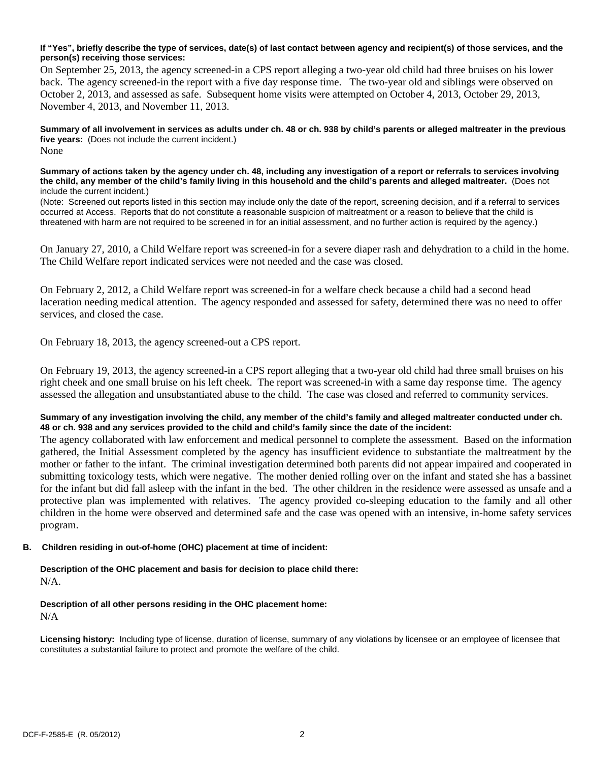**If "Yes", briefly describe the type of services, date(s) of last contact between agency and recipient(s) of those services, and the person(s) receiving those services:**

On September 25, 2013, the agency screened-in a CPS report alleging a two-year old child had three bruises on his lower back. The agency screened-in the report with a five day response time. The two-year old and siblings were observed on October 2, 2013, and assessed as safe. Subsequent home visits were attempted on October 4, 2013, October 29, 2013, November 4, 2013, and November 11, 2013.

**Summary of all involvement in services as adults under ch. 48 or ch. 938 by child's parents or alleged maltreater in the previous five years:** (Does not include the current incident.)

None

**Summary of actions taken by the agency under ch. 48, including any investigation of a report or referrals to services involving the child, any member of the child's family living in this household and the child's parents and alleged maltreater.** (Does not include the current incident.)

(Note: Screened out reports listed in this section may include only the date of the report, screening decision, and if a referral to services occurred at Access. Reports that do not constitute a reasonable suspicion of maltreatment or a reason to believe that the child is threatened with harm are not required to be screened in for an initial assessment, and no further action is required by the agency.)

On January 27, 2010, a Child Welfare report was screened-in for a severe diaper rash and dehydration to a child in the home. The Child Welfare report indicated services were not needed and the case was closed.

On February 2, 2012, a Child Welfare report was screened-in for a welfare check because a child had a second head laceration needing medical attention. The agency responded and assessed for safety, determined there was no need to offer services, and closed the case.

On February 18, 2013, the agency screened-out a CPS report.

On February 19, 2013, the agency screened-in a CPS report alleging that a two-year old child had three small bruises on his right cheek and one small bruise on his left cheek. The report was screened-in with a same day response time. The agency assessed the allegation and unsubstantiated abuse to the child. The case was closed and referred to community services.

**Summary of any investigation involving the child, any member of the child's family and alleged maltreater conducted under ch. 48 or ch. 938 and any services provided to the child and child's family since the date of the incident:**

The agency collaborated with law enforcement and medical personnel to complete the assessment. Based on the information gathered, the Initial Assessment completed by the agency has insufficient evidence to substantiate the maltreatment by the mother or father to the infant. The criminal investigation determined both parents did not appear impaired and cooperated in submitting toxicology tests, which were negative. The mother denied rolling over on the infant and stated she has a bassinet for the infant but did fall asleep with the infant in the bed. The other children in the residence were assessed as unsafe and a protective plan was implemented with relatives. The agency provided co-sleeping education to the family and all other children in the home were observed and determined safe and the case was opened with an intensive, in-home safety services program.

## B. Children residing in out-of-home (OHC) placement at time of incident:

**Description of the OHC placement and basis for decision to place child there:**

N/A.

**Description of all other persons residing in the OHC placement home:**

N/A

**Licensing history:** Including type of license, duration of license, summary of any violations by licensee or an employee of licensee that constitutes a substantial failure to protect and promote the welfare of the child.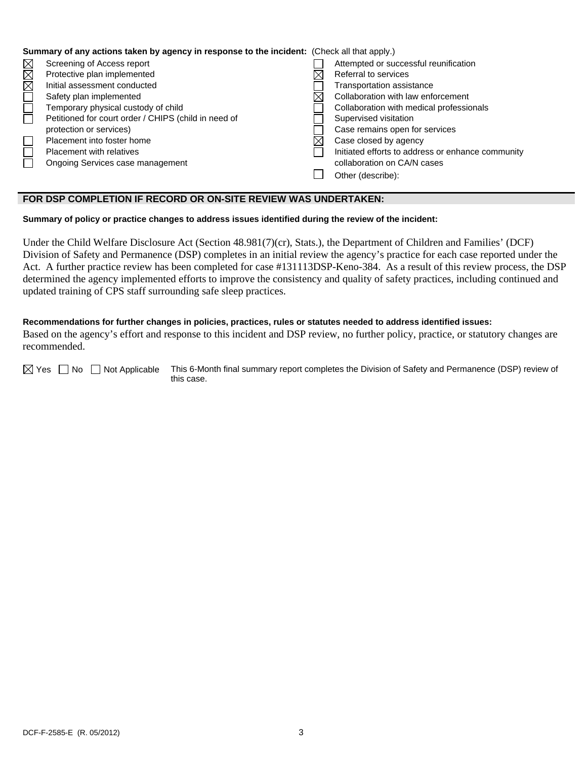**Summary of any actions taken by agency in response to the incident:** (Check all that apply.)

- ☒ Screening of Access report
- ☒ Protective plan implemented
- ☒ Initial assessment conducted
- ☐ Safety plan implemented
- ☐ Temporary physical custody of child
- ☐ Petitioned for court order / CHIPS (child in need of protection or services)
- ☐ Placement into foster home
- ☐ Placement with relatives
- ☐ Ongoing Services case management
- ☐ Attempted or successful reunification
- ☒ Referral to services
- ☐ Transportation assistance
- ☒ Collaboration with law enforcement
- ☐ Collaboration with medical professionals
- ☐ Supervised visitation
- ☐ Case remains open for services
- ☒ Case closed by agency
- ☐ Initiated efforts to address or enhance community collaboration on CA/N cases
- ☐ Other (describe):

## FOR DSP COMPLETION IF RECORD OR ON-SITE REVIEW WAS UNDERTAKEN:

**Summary of policy or practice changes to address issues identified during the review of the incident:**

Under the Child Welfare Disclosure Act (Section 48.981(7)(cr), Stats.), the Department of Children and Families' (DCF) Division of Safety and Permanence (DSP) completes in an initial review the agency's practice for each case reported under the Act. A further practice review has been completed for case #131113DSP-Keno-384. As a result of this review process, the DSP determined the agency implemented efforts to improve the consistency and quality of safety practices, including continued and updated training of CPS staff surrounding safe sleep practices.

**Recommendations for further changes in policies, practices, rules or statutes needed to address identified issues:**

Based on the agency's effort and response to this incident and DSP review, no further policy, practice, or statutory changes are recommended.

☒ Yes ☐ No ☐ Not Applicable This 6-Month final summary report completes the Division of Safety and Permanence (DSP) review of this case.

DCF-F-2585-E (R. 05/2012)